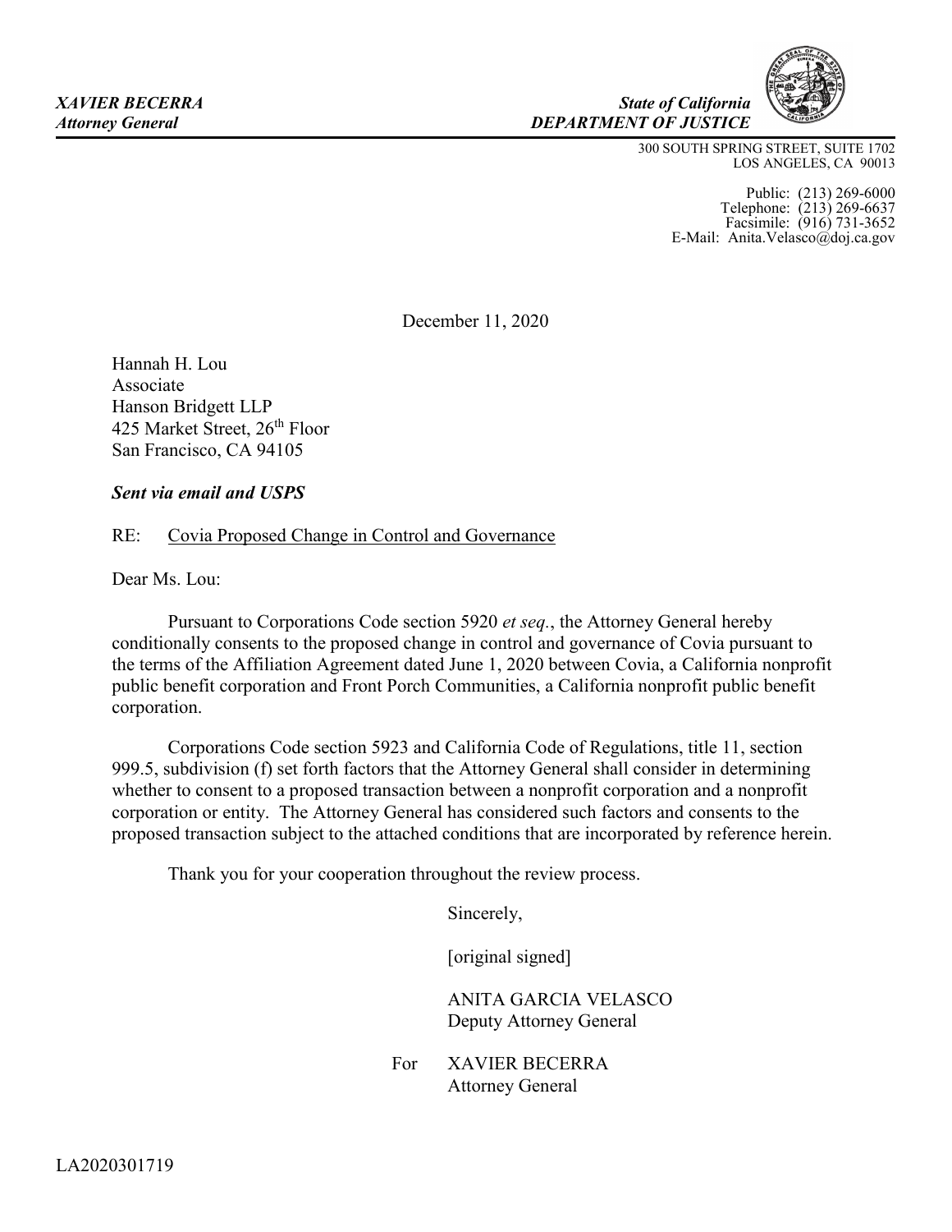***XAVIER BECERRA***
***Attorney General***

***State of California***
***DEPARTMENT OF JUSTICE***

300 SOUTH SPRING STREET, SUITE 1702
LOS ANGELES, CA 90013

Public: (213) 269-6000
Telephone: (213) 269-6637
Facsimile: (916) 731-3652
E-Mail: Anita.Velasco@doj.ca.gov

December 11, 2020

Hannah H. Lou
Associate
Hanson Bridgett LLP
425 Market Street, 26th Floor
San Francisco, CA 94105

***Sent via email and USPS***

RE: Covia Proposed Change in Control and Governance

Dear Ms. Lou:

Pursuant to Corporations Code section 5920 *et seq.*, the Attorney General hereby conditionally consents to the proposed change in control and governance of Covia pursuant to the terms of the Affiliation Agreement dated June 1, 2020 between Covia, a California nonprofit public benefit corporation and Front Porch Communities, a California nonprofit public benefit corporation.

Corporations Code section 5923 and California Code of Regulations, title 11, section 999.5, subdivision (f) set forth factors that the Attorney General shall consider in determining whether to consent to a proposed transaction between a nonprofit corporation and a nonprofit corporation or entity. The Attorney General has considered such factors and consents to the proposed transaction subject to the attached conditions that are incorporated by reference herein.

Thank you for your cooperation throughout the review process.

Sincerely,

[original signed]

ANITA GARCIA VELASCO
Deputy Attorney General

For XAVIER BECERRA
Attorney General

LA2020301719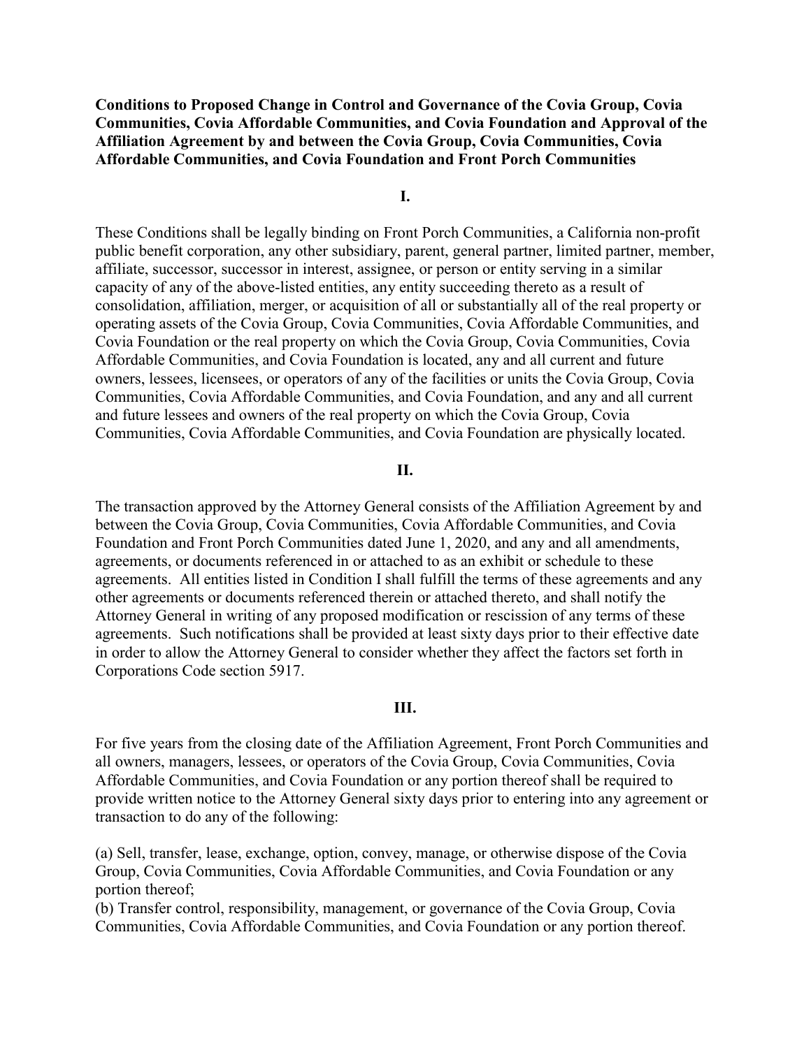**Conditions to Proposed Change in Control and Governance of the Covia Group, Covia Communities, Covia Affordable Communities, and Covia Foundation and Approval of the Affiliation Agreement by and between the Covia Group, Covia Communities, Covia Affordable Communities, and Covia Foundation and Front Porch Communities**

**I.**

These Conditions shall be legally binding on Front Porch Communities, a California non-profit public benefit corporation, any other subsidiary, parent, general partner, limited partner, member, affiliate, successor, successor in interest, assignee, or person or entity serving in a similar capacity of any of the above-listed entities, any entity succeeding thereto as a result of consolidation, affiliation, merger, or acquisition of all or substantially all of the real property or operating assets of the Covia Group, Covia Communities, Covia Affordable Communities, and Covia Foundation or the real property on which the Covia Group, Covia Communities, Covia Affordable Communities, and Covia Foundation is located, any and all current and future owners, lessees, licensees, or operators of any of the facilities or units the Covia Group, Covia Communities, Covia Affordable Communities, and Covia Foundation, and any and all current and future lessees and owners of the real property on which the Covia Group, Covia Communities, Covia Affordable Communities, and Covia Foundation are physically located.

**II.**

The transaction approved by the Attorney General consists of the Affiliation Agreement by and between the Covia Group, Covia Communities, Covia Affordable Communities, and Covia Foundation and Front Porch Communities dated June 1, 2020, and any and all amendments, agreements, or documents referenced in or attached to as an exhibit or schedule to these agreements. All entities listed in Condition I shall fulfill the terms of these agreements and any other agreements or documents referenced therein or attached thereto, and shall notify the Attorney General in writing of any proposed modification or rescission of any terms of these agreements. Such notifications shall be provided at least sixty days prior to their effective date in order to allow the Attorney General to consider whether they affect the factors set forth in Corporations Code section 5917.

**III.**

For five years from the closing date of the Affiliation Agreement, Front Porch Communities and all owners, managers, lessees, or operators of the Covia Group, Covia Communities, Covia Affordable Communities, and Covia Foundation or any portion thereof shall be required to provide written notice to the Attorney General sixty days prior to entering into any agreement or transaction to do any of the following:

(a) Sell, transfer, lease, exchange, option, convey, manage, or otherwise dispose of the Covia Group, Covia Communities, Covia Affordable Communities, and Covia Foundation or any portion thereof;
(b) Transfer control, responsibility, management, or governance of the Covia Group, Covia Communities, Covia Affordable Communities, and Covia Foundation or any portion thereof.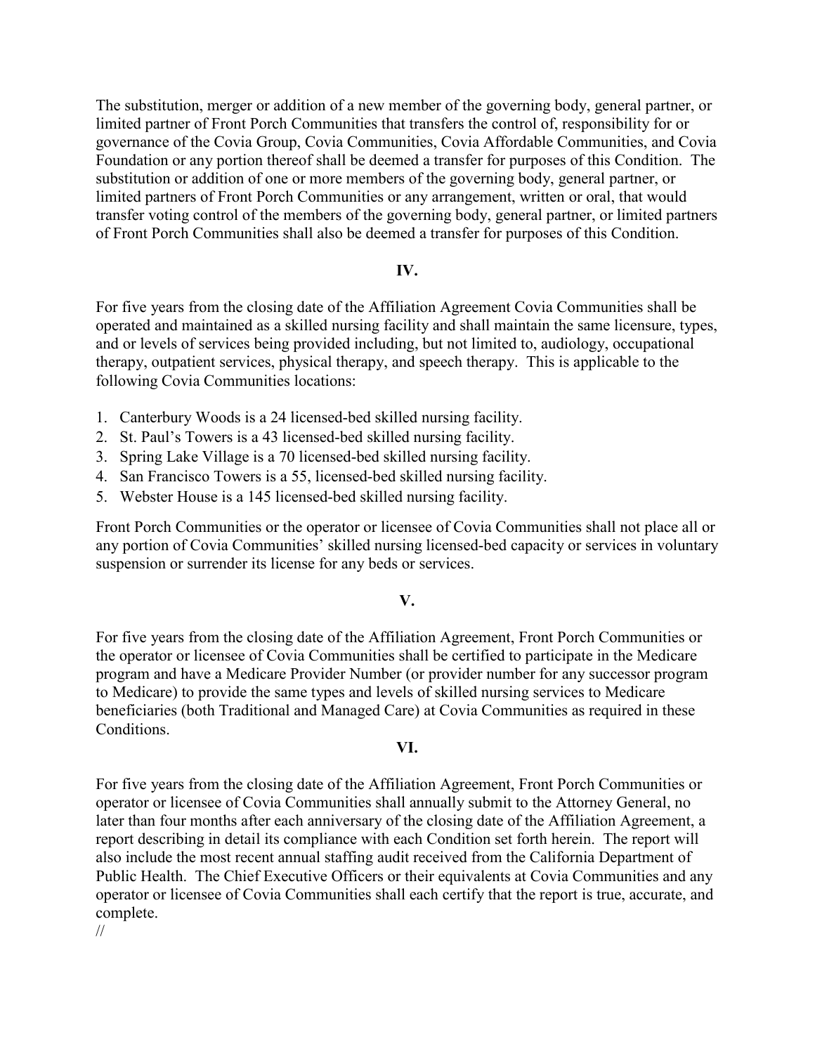The substitution, merger or addition of a new member of the governing body, general partner, or limited partner of Front Porch Communities that transfers the control of, responsibility for or governance of the Covia Group, Covia Communities, Covia Affordable Communities, and Covia Foundation or any portion thereof shall be deemed a transfer for purposes of this Condition. The substitution or addition of one or more members of the governing body, general partner, or limited partners of Front Porch Communities or any arrangement, written or oral, that would transfer voting control of the members of the governing body, general partner, or limited partners of Front Porch Communities shall also be deemed a transfer for purposes of this Condition.

**IV.**

For five years from the closing date of the Affiliation Agreement Covia Communities shall be operated and maintained as a skilled nursing facility and shall maintain the same licensure, types, and or levels of services being provided including, but not limited to, audiology, occupational therapy, outpatient services, physical therapy, and speech therapy. This is applicable to the following Covia Communities locations:

1. Canterbury Woods is a 24 licensed-bed skilled nursing facility.
2. St. Paul's Towers is a 43 licensed-bed skilled nursing facility.
3. Spring Lake Village is a 70 licensed-bed skilled nursing facility.
4. San Francisco Towers is a 55, licensed-bed skilled nursing facility.
5. Webster House is a 145 licensed-bed skilled nursing facility.

Front Porch Communities or the operator or licensee of Covia Communities shall not place all or any portion of Covia Communities' skilled nursing licensed-bed capacity or services in voluntary suspension or surrender its license for any beds or services.

**V.**

For five years from the closing date of the Affiliation Agreement, Front Porch Communities or the operator or licensee of Covia Communities shall be certified to participate in the Medicare program and have a Medicare Provider Number (or provider number for any successor program to Medicare) to provide the same types and levels of skilled nursing services to Medicare beneficiaries (both Traditional and Managed Care) at Covia Communities as required in these Conditions.

**VI.**

For five years from the closing date of the Affiliation Agreement, Front Porch Communities or operator or licensee of Covia Communities shall annually submit to the Attorney General, no later than four months after each anniversary of the closing date of the Affiliation Agreement, a report describing in detail its compliance with each Condition set forth herein. The report will also include the most recent annual staffing audit received from the California Department of Public Health. The Chief Executive Officers or their equivalents at Covia Communities and any operator or licensee of Covia Communities shall each certify that the report is true, accurate, and complete.

//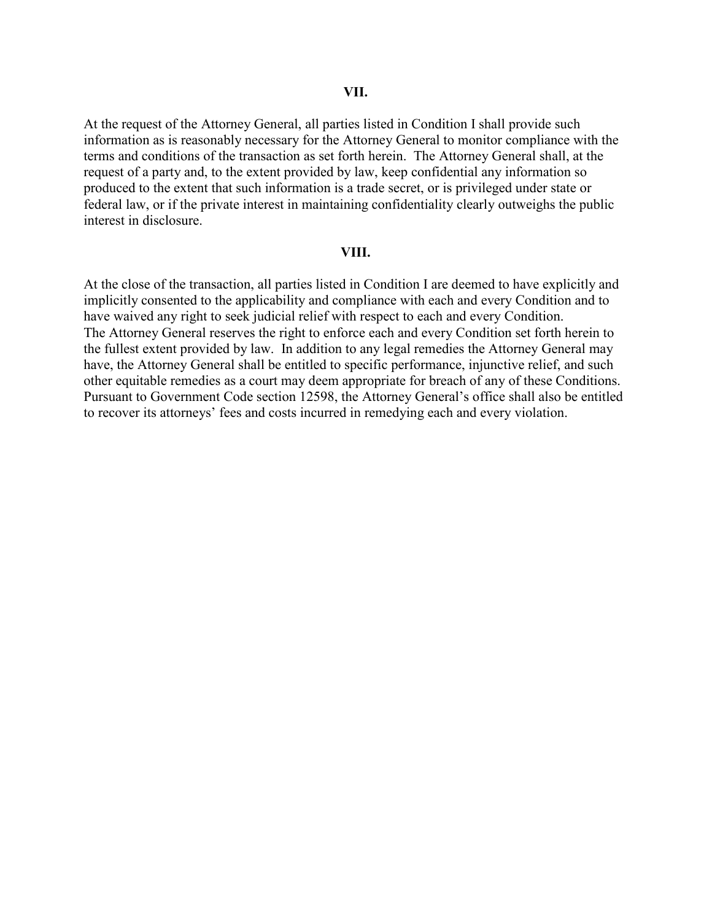**VII.**

At the request of the Attorney General, all parties listed in Condition I shall provide such information as is reasonably necessary for the Attorney General to monitor compliance with the terms and conditions of the transaction as set forth herein. The Attorney General shall, at the request of a party and, to the extent provided by law, keep confidential any information so produced to the extent that such information is a trade secret, or is privileged under state or federal law, or if the private interest in maintaining confidentiality clearly outweighs the public interest in disclosure.

**VIII.**

At the close of the transaction, all parties listed in Condition I are deemed to have explicitly and implicitly consented to the applicability and compliance with each and every Condition and to have waived any right to seek judicial relief with respect to each and every Condition. The Attorney General reserves the right to enforce each and every Condition set forth herein to the fullest extent provided by law. In addition to any legal remedies the Attorney General may have, the Attorney General shall be entitled to specific performance, injunctive relief, and such other equitable remedies as a court may deem appropriate for breach of any of these Conditions. Pursuant to Government Code section 12598, the Attorney General's office shall also be entitled to recover its attorneys' fees and costs incurred in remedying each and every violation.